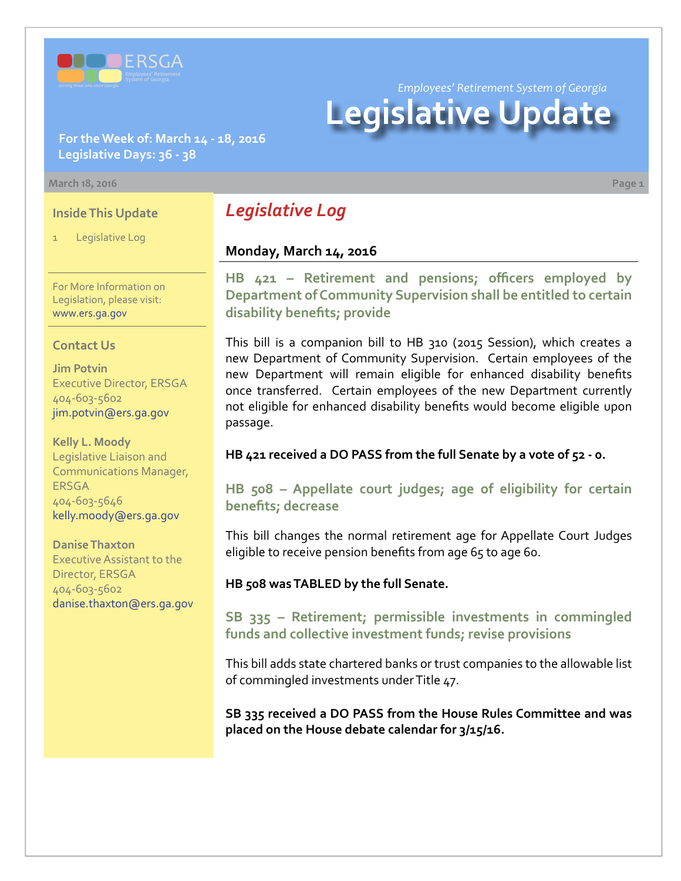# Employees' Retirement System of Georgia

# Legislative Update

**For the Week of: March 14 - 18, 2016**
**Legislative Days: 36 - 38**

March 18, 2016

## Inside This Update

1 Legislative Log

For More Information on Legislation, please visit: www.ers.ga.gov

## Contact Us

**Jim Potvin**
Executive Director, ERSGA
404-603-5602
jim.potvin@ers.ga.gov

**Kelly L. Moody**
Legislative Liaison and Communications Manager, ERSGA
404-603-5646
kelly.moody@ers.ga.gov

**Danise Thaxton**
Executive Assistant to the Director, ERSGA
404-603-5602
danise.thaxton@ers.ga.gov

## *Legislative Log*

### Monday, March 14, 2016

#### HB 421 – Retirement and pensions; officers employed by Department of Community Supervision shall be entitled to certain disability benefits; provide

This bill is a companion bill to HB 310 (2015 Session), which creates a new Department of Community Supervision. Certain employees of the new Department will remain eligible for enhanced disability benefits once transferred. Certain employees of the new Department currently not eligible for enhanced disability benefits would become eligible upon passage.

**HB 421 received a DO PASS from the full Senate by a vote of 52 - 0.**

#### HB 508 – Appellate court judges; age of eligibility for certain benefits; decrease

This bill changes the normal retirement age for Appellate Court Judges eligible to receive pension benefits from age 65 to age 60.

**HB 508 was TABLED by the full Senate.**

#### SB 335 – Retirement; permissible investments in commingled funds and collective investment funds; revise provisions

This bill adds state chartered banks or trust companies to the allowable list of commingled investments under Title 47.

**SB 335 received a DO PASS from the House Rules Committee and was placed on the House debate calendar for 3/15/16.**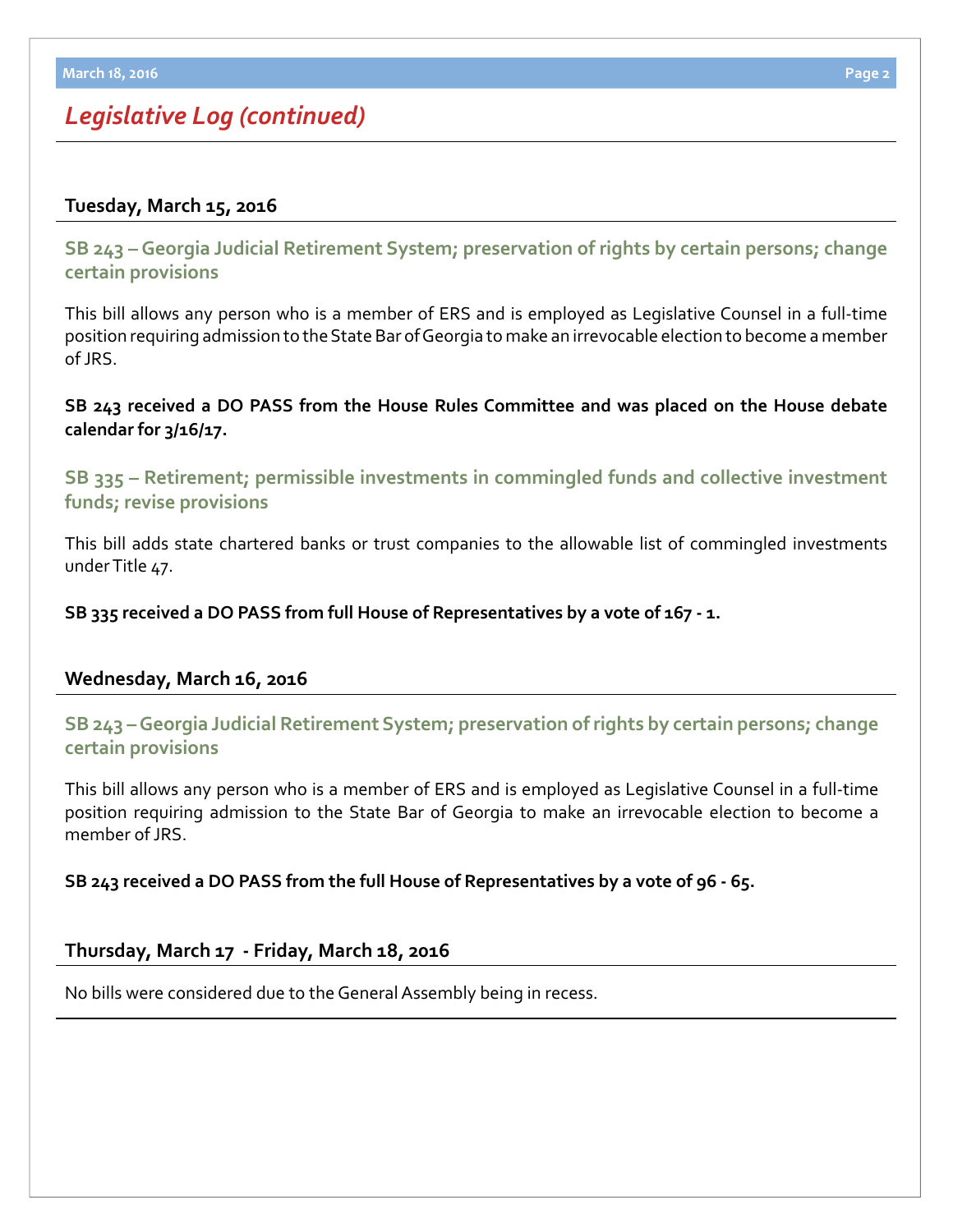## *Legislative Log (continued)*

### Tuesday, March 15, 2016

### SB 243 – Georgia Judicial Retirement System; preservation of rights by certain persons; change certain provisions

This bill allows any person who is a member of ERS and is employed as Legislative Counsel in a full-time position requiring admission to the State Bar of Georgia to make an irrevocable election to become a member of JRS.

**SB 243 received a DO PASS from the House Rules Committee and was placed on the House debate calendar for 3/16/17.**

### SB 335 – Retirement; permissible investments in commingled funds and collective investment funds; revise provisions

This bill adds state chartered banks or trust companies to the allowable list of commingled investments under Title 47.

**SB 335 received a DO PASS from full House of Representatives by a vote of 167 - 1.**

### Wednesday, March 16, 2016

### SB 243 – Georgia Judicial Retirement System; preservation of rights by certain persons; change certain provisions

This bill allows any person who is a member of ERS and is employed as Legislative Counsel in a full-time position requiring admission to the State Bar of Georgia to make an irrevocable election to become a member of JRS.

**SB 243 received a DO PASS from the full House of Representatives by a vote of 96 - 65.**

### Thursday, March 17 - Friday, March 18, 2016

No bills were considered due to the General Assembly being in recess.